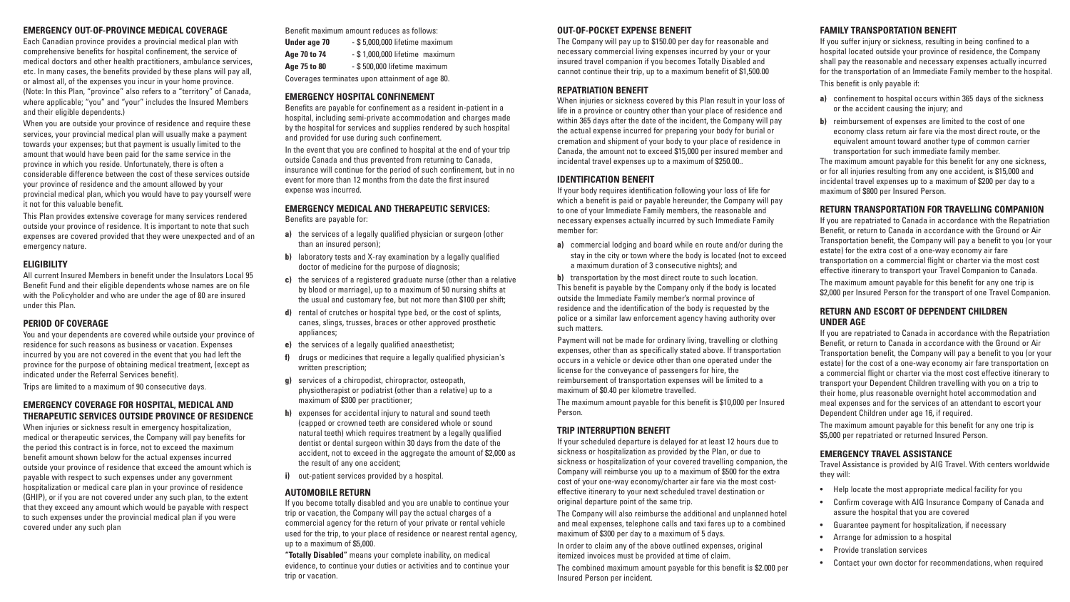## EMERGENCY OUT-OF-PROVINCE MEDICAL COVERAGE

Each Canadian province provides a provincial medical plan with comprehensive benefits for hospital confinement, the service of medical doctors and other health practitioners, ambulance services, etc. In many cases, the benefits provided by these plans will pay all, or almost all, of the expenses you incur in your home province. (Note: In this Plan, "province" also refers to a "territory" of Canada, where applicable; "you" and "your" includes the Insured Members and their eligible dependents.)

When you are outside your province of residence and require these services, your provincial medical plan will usually make a payment towards your expenses; but that payment is usually limited to the amount that would have been paid for the same service in the province in which you reside. Unfortunately, there is often a considerable difference between the cost of these services outside your province of residence and the amount allowed by your provincial medical plan, which you would have to pay yourself were it not for this valuable benefit.

This Plan provides extensive coverage for many services rendered outside your province of residence. It is important to note that such expenses are covered provided that they were unexpected and of an emergency nature.

## ELIGIBILITY

All current Insured Members in benefit under the Insulators Local 95 Benefit Fund and their eligible dependents whose names are on file with the Policyholder and who are under the age of 80 are insured under this Plan.

## PERIOD OF COVERAGE

You and your dependents are covered while outside your province of residence for such reasons as business or vacation. Expenses incurred by you are not covered in the event that you had left the province for the purpose of obtaining medical treatment, (except as indicated under the Referral Services benefit).

Trips are limited to a maximum of 90 consecutive days.

## EMERGENCY COVERAGE FOR HOSPITAL, MEDICAL AND THERAPEUTIC SERVICES OUTSIDE PROVINCE OF RESIDENCE

When injuries or sickness result in emergency hospitalization, medical or therapeutic services, the Company will pay benefits for the period this contract is in force, not to exceed the maximum benefit amount shown below for the actual expenses incurred outside your province of residence that exceed the amount which is payable with respect to such expenses under any government hospitalization or medical care plan in your province of residence (GHIP), or if you are not covered under any such plan, to the extent that they exceed any amount which would be payable with respect to such expenses under the provincial medical plan if you were covered under any such plan

Benefit maximum amount reduces as follows:

**Under age 70** - $ 5,000,000 lifetime maximum
**Age 70 to 74** - $ 1,000,000 lifetime maximum
**Age 75 to 80** - $ 500,000 lifetime maximum

Coverages terminates upon attainment of age 80.

## EMERGENCY HOSPITAL CONFINEMENT

Benefits are payable for confinement as a resident in-patient in a hospital, including semi-private accommodation and charges made by the hospital for services and supplies rendered by such hospital and provided for use during such confinement.

In the event that you are confined to hospital at the end of your trip outside Canada and thus prevented from returning to Canada, insurance will continue for the period of such confinement, but in no event for more than 12 months from the date the first insured expense was incurred.

## EMERGENCY MEDICAL AND THERAPEUTIC SERVICES:

Benefits are payable for:

**a)** the services of a legally qualified physician or surgeon (other than an insured person);

**b)** laboratory tests and X-ray examination by a legally qualified doctor of medicine for the purpose of diagnosis;

**c)** the services of a registered graduate nurse (other than a relative by blood or marriage), up to a maximum of 50 nursing shifts at the usual and customary fee, but not more than $100 per shift;

**d)** rental of crutches or hospital type bed, or the cost of splints, canes, slings, trusses, braces or other approved prosthetic appliances;

**e)** the services of a legally qualified anaesthetist;

**f)** drugs or medicines that require a legally qualified physician's written prescription;

**g)** services of a chiropodist, chiropractor, osteopath, physiotherapist or podiatrist (other than a relative) up to a maximum of $300 per practitioner;

**h)** expenses for accidental injury to natural and sound teeth (capped or crowned teeth are considered whole or sound natural teeth) which requires treatment by a legally qualified dentist or dental surgeon within 30 days from the date of the accident, not to exceed in the aggregate the amount of $2,000 as the result of any one accident;

**i)** out-patient services provided by a hospital.

## AUTOMOBILE RETURN

If you become totally disabled and you are unable to continue your trip or vacation, the Company will pay the actual charges of a commercial agency for the return of your private or rental vehicle used for the trip, to your place of residence or nearest rental agency, up to a maximum of $5,000.

**"Totally Disabled"** means your complete inability, on medical evidence, to continue your duties or activities and to continue your trip or vacation.

## OUT-OF-POCKET EXPENSE BENEFIT

The Company will pay up to $150.00 per day for reasonable and necessary commercial living expenses incurred by your or your insured travel companion if you becomes Totally Disabled and cannot continue their trip, up to a maximum benefit of $1,500.00

## REPATRIATION BENEFIT

When injuries or sickness covered by this Plan result in your loss of life in a province or country other than your place of residence and within 365 days after the date of the incident, the Company will pay the actual expense incurred for preparing your body for burial or cremation and shipment of your body to your place of residence in Canada, the amount not to exceed $15,000 per insured member and incidental travel expenses up to a maximum of $250.00..

## IDENTIFICATION BENEFIT

If your body requires identification following your loss of life for which a benefit is paid or payable hereunder, the Company will pay to one of your Immediate Family members, the reasonable and necessary expenses actually incurred by such Immediate Family member for:

**a)** commercial lodging and board while en route and/or during the stay in the city or town where the body is located (not to exceed a maximum duration of 3 consecutive nights); and

**b)** transportation by the most direct route to such location.

This benefit is payable by the Company only if the body is located outside the Immediate Family member's normal province of residence and the identification of the body is requested by the police or a similar law enforcement agency having authority over such matters.

Payment will not be made for ordinary living, travelling or clothing expenses, other than as specifically stated above. If transportation occurs in a vehicle or device other than one operated under the license for the conveyance of passengers for hire, the reimbursement of transportation expenses will be limited to a maximum of $0.40 per kilometre travelled.

The maximum amount payable for this benefit is $10,000 per Insured Person.

## TRIP INTERRUPTION BENEFIT

If your scheduled departure is delayed for at least 12 hours due to sickness or hospitalization as provided by the Plan, or due to sickness or hospitalization of your covered travelling companion, the Company will reimburse you up to a maximum of $500 for the extra cost of your one-way economy/charter air fare via the most cost-effective itinerary to your next scheduled travel destination or original departure point of the same trip.

The Company will also reimburse the additional and unplanned hotel and meal expenses, telephone calls and taxi fares up to a combined maximum of $300 per day to a maximum of 5 days.

In order to claim any of the above outlined expenses, original itemized invoices must be provided at time of claim.

The combined maximum amount payable for this benefit is $2.000 per Insured Person per incident.

## FAMILY TRANSPORTATION BENEFIT

If you suffer injury or sickness, resulting in being confined to a hospital located outside your province of residence, the Company shall pay the reasonable and necessary expenses actually incurred for the transportation of an Immediate Family member to the hospital.

This benefit is only payable if:

**a)** confinement to hospital occurs within 365 days of the sickness or the accident causing the injury; and

**b)** reimbursement of expenses are limited to the cost of one economy class return air fare via the most direct route, or the equivalent amount toward another type of common carrier transportation for such immediate family member.

The maximum amount payable for this benefit for any one sickness, or for all injuries resulting from any one accident, is $15,000 and incidental travel expenses up to a maximum of $200 per day to a maximum of $800 per Insured Person.

## RETURN TRANSPORTATION FOR TRAVELLING COMPANION

If you are repatriated to Canada in accordance with the Repatriation Benefit, or return to Canada in accordance with the Ground or Air Transportation benefit, the Company will pay a benefit to you (or your estate) for the extra cost of a one-way economy air fare transportation on a commercial flight or charter via the most cost effective itinerary to transport your Travel Companion to Canada.

The maximum amount payable for this benefit for any one trip is $2,000 per Insured Person for the transport of one Travel Companion.

## RETURN AND ESCORT OF DEPENDENT CHILDREN UNDER AGE

If you are repatriated to Canada in accordance with the Repatriation Benefit, or return to Canada in accordance with the Ground or Air Transportation benefit, the Company will pay a benefit to you (or your estate) for the cost of a one-way economy air fare transportation on a commercial flight or charter via the most cost effective itinerary to transport your Dependent Children travelling with you on a trip to their home, plus reasonable overnight hotel accommodation and meal expenses and for the services of an attendant to escort your Dependent Children under age 16, if required.

The maximum amount payable for this benefit for any one trip is $5,000 per repatriated or returned Insured Person.

## EMERGENCY TRAVEL ASSISTANCE

Travel Assistance is provided by AIG Travel. With centers worldwide they will:

- Help locate the most appropriate medical facility for you
- Confirm coverage with AIG Insurance Company of Canada and assure the hospital that you are covered
- Guarantee payment for hospitalization, if necessary
- Arrange for admission to a hospital
- Provide translation services
- Contact your own doctor for recommendations, when required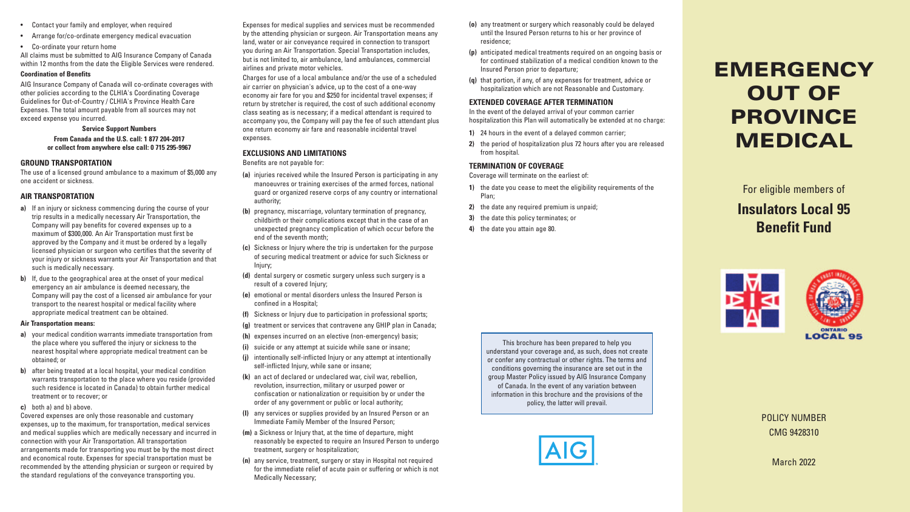- Contact your family and employer, when required
- Arrange for/co-ordinate emergency medical evacuation
- Co-ordinate your return home

All claims must be submitted to AIG Insurance Company of Canada within 12 months from the date the Eligible Services were rendered.

**Coordination of Benefits**

AIG Insurance Company of Canada will co-ordinate coverages with other policies according to the CLHIA's Coordinating Coverage Guidelines for Out-of-Country / CLHIA's Province Health Care Expenses. The total amount payable from all sources may not exceed expense you incurred.

**Service Support Numbers**

**From Canada and the U.S. call: 1 877 204-2017**
**or collect from anywhere else call: 0 715 295-9967**

### GROUND TRANSPORTATION

The use of a licensed ground ambulance to a maximum of $5,000 any one accident or sickness.

### AIR TRANSPORTATION

**a)** If an injury or sickness commencing during the course of your trip results in a medically necessary Air Transportation, the Company will pay benefits for covered expenses up to a maximum of $300,000. An Air Transportation must first be approved by the Company and it must be ordered by a legally licensed physician or surgeon who certifies that the severity of your injury or sickness warrants your Air Transportation and that such is medically necessary.

**b)** If, due to the geographical area at the onset of your medical emergency an air ambulance is deemed necessary, the Company will pay the cost of a licensed air ambulance for your transport to the nearest hospital or medical facility where appropriate medical treatment can be obtained.

**Air Transportation means:**

**a)** your medical condition warrants immediate transportation from the place where you suffered the injury or sickness to the nearest hospital where appropriate medical treatment can be obtained; or

**b)** after being treated at a local hospital, your medical condition warrants transportation to the place where you reside (provided such residence is located in Canada) to obtain further medical treatment or to recover; or

**c)** both a) and b) above.

Covered expenses are only those reasonable and customary expenses, up to the maximum, for transportation, medical services and medical supplies which are medically necessary and incurred in connection with your Air Transportation. All transportation arrangements made for transporting you must be by the most direct and economical route. Expenses for special transportation must be recommended by the attending physician or surgeon or required by the standard regulations of the conveyance transporting you.

Expenses for medical supplies and services must be recommended by the attending physician or surgeon. Air Transportation means any land, water or air conveyance required in connection to transport you during an Air Transportation. Special Transportation includes, but is not limited to, air ambulance, land ambulances, commercial airlines and private motor vehicles.

Charges for use of a local ambulance and/or the use of a scheduled air carrier on physician's advice, up to the cost of a one-way economy air fare for you and $250 for incidental travel expenses; if return by stretcher is required, the cost of such additional economy class seating as is necessary; if a medical attendant is required to accompany you, the Company will pay the fee of such attendant plus one return economy air fare and reasonable incidental travel expenses.

### EXCLUSIONS AND LIMITATIONS

Benefits are not payable for:

**(a)** injuries received while the Insured Person is participating in any manoeuvres or training exercises of the armed forces, national guard or organized reserve corps of any country or international authority;

**(b)** pregnancy, miscarriage, voluntary termination of pregnancy, childbirth or their complications except that in the case of an unexpected pregnancy complication of which occur before the end of the seventh month;

**(c)** Sickness or Injury where the trip is undertaken for the purpose of securing medical treatment or advice for such Sickness or Injury;

**(d)** dental surgery or cosmetic surgery unless such surgery is a result of a covered Injury;

**(e)** emotional or mental disorders unless the Insured Person is confined in a Hospital;

**(f)** Sickness or Injury due to participation in professional sports;

**(g)** treatment or services that contravene any GHIP plan in Canada;

**(h)** expenses incurred on an elective (non-emergency) basis;

**(i)** suicide or any attempt at suicide while sane or insane;

**(j)** intentionally self-inflicted Injury or any attempt at intentionally self-inflicted Injury, while sane or insane;

**(k)** an act of declared or undeclared war, civil war, rebellion, revolution, insurrection, military or usurped power or confiscation or nationalization or requisition by or under the order of any government or public or local authority;

**(l)** any services or supplies provided by an Insured Person or an Immediate Family Member of the Insured Person;

**(m)** a Sickness or Injury that, at the time of departure, might reasonably be expected to require an Insured Person to undergo treatment, surgery or hospitalization;

**(n)** any service, treatment, surgery or stay in Hospital not required for the immediate relief of acute pain or suffering or which is not Medically Necessary;

**(o)** any treatment or surgery which reasonably could be delayed until the Insured Person returns to his or her province of residence;

**(p)** anticipated medical treatments required on an ongoing basis or for continued stabilization of a medical condition known to the Insured Person prior to departure;

**(q)** that portion, if any, of any expenses for treatment, advice or hospitalization which are not Reasonable and Customary.

### EXTENDED COVERAGE AFTER TERMINATION

In the event of the delayed arrival of your common carrier hospitalization this Plan will automatically be extended at no charge:

**1)** 24 hours in the event of a delayed common carrier;

**2)** the period of hospitalization plus 72 hours after you are released from hospital.

### TERMINATION OF COVERAGE

Coverage will terminate on the earliest of:

**1)** the date you cease to meet the eligibility requirements of the Plan;

**2)** the date any required premium is unpaid;

**3)** the date this policy terminates; or

**4)** the date you attain age 80.

This brochure has been prepared to help you understand your coverage and, as such, does not create or confer any contractual or other rights. The terms and conditions governing the insurance are set out in the group Master Policy issued by AIG Insurance Company of Canada. In the event of any variation between information in this brochure and the provisions of the policy, the latter will prevail.

AIG

# EMERGENCY OUT OF PROVINCE MEDICAL

For eligible members of

## Insulators Local 95 Benefit Fund

ONTARIO LOCAL 95

POLICY NUMBER
CMG 9428310

March 2022